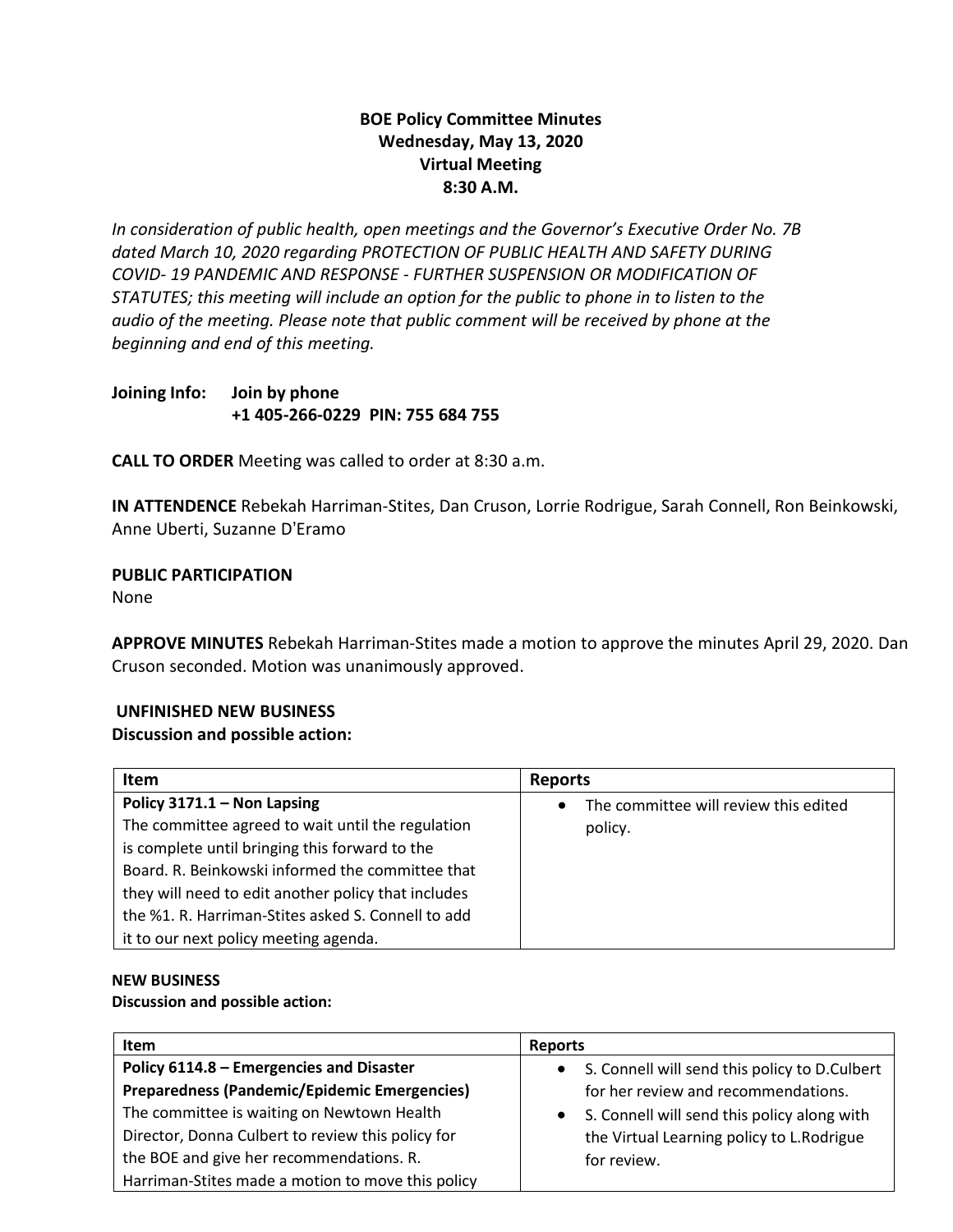**BOE Policy Committee Minutes**
**Wednesday, May 13, 2020**
**Virtual Meeting**
**8:30 A.M.**

*In consideration of public health, open meetings and the Governor's Executive Order No. 7B dated March 10, 2020 regarding PROTECTION OF PUBLIC HEALTH AND SAFETY DURING COVID- 19 PANDEMIC AND RESPONSE - FURTHER SUSPENSION OR MODIFICATION OF STATUTES; this meeting will include an option for the public to phone in to listen to the audio of the meeting. Please note that public comment will be received by phone at the beginning and end of this meeting.*

**Joining Info: Join by phone**
**+1 405-266-0229 PIN: 755 684 755**

**CALL TO ORDER** Meeting was called to order at 8:30 a.m.

**IN ATTENDENCE** Rebekah Harriman-Stites, Dan Cruson, Lorrie Rodrigue, Sarah Connell, Ron Beinkowski, Anne Uberti, Suzanne D'Eramo

**PUBLIC PARTICIPATION**
None

**APPROVE MINUTES** Rebekah Harriman-Stites made a motion to approve the minutes April 29, 2020. Dan Cruson seconded. Motion was unanimously approved.

**UNFINISHED NEW BUSINESS**
**Discussion and possible action:**

| Item | Reports |
|---|---|
| **Policy 3171.1 – Non Lapsing** The committee agreed to wait until the regulation is complete until bringing this forward to the Board. R. Beinkowski informed the committee that they will need to edit another policy that includes the %1. R. Harriman-Stites asked S. Connell to add it to our next policy meeting agenda. | • The committee will review this edited policy. |

**NEW BUSINESS**
**Discussion and possible action:**

| Item | Reports |
|---|---|
| **Policy 6114.8 – Emergencies and Disaster Preparedness (Pandemic/Epidemic Emergencies)** The committee is waiting on Newtown Health Director, Donna Culbert to review this policy for the BOE and give her recommendations. R. Harriman-Stites made a motion to move this policy | • S. Connell will send this policy to D.Culbert for her review and recommendations. • S. Connell will send this policy along with the Virtual Learning policy to L.Rodrigue for review. |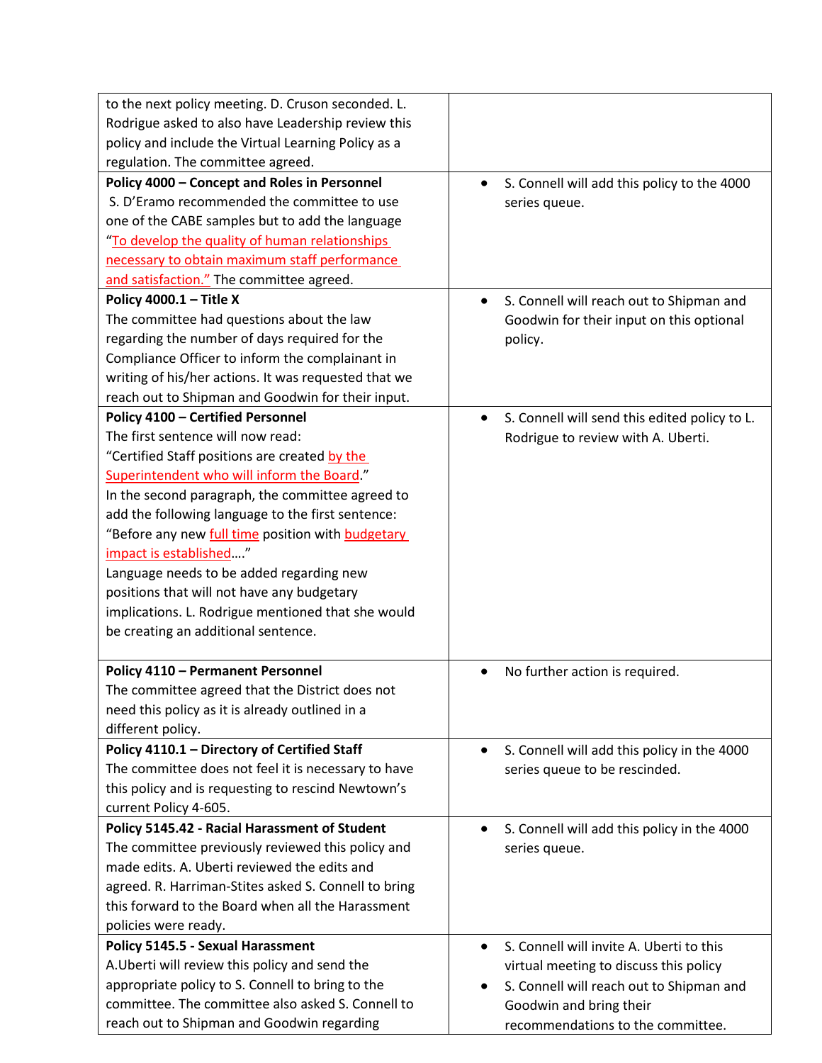| | |
|---|---|
| to the next policy meeting. D. Cruson seconded. L. Rodrigue asked to also have Leadership review this policy and include the Virtual Learning Policy as a regulation. The committee agreed. | |
| **Policy 4000 – Concept and Roles in Personnel**<br>S. D'Eramo recommended the committee to use one of the CABE samples but to add the language "To develop the quality of human relationships necessary to obtain maximum staff performance and satisfaction." The committee agreed. | • S. Connell will add this policy to the 4000 series queue. |
| **Policy 4000.1 – Title X**<br>The committee had questions about the law regarding the number of days required for the Compliance Officer to inform the complainant in writing of his/her actions. It was requested that we reach out to Shipman and Goodwin for their input. | • S. Connell will reach out to Shipman and Goodwin for their input on this optional policy. |
| **Policy 4100 – Certified Personnel**<br>The first sentence will now read:<br>"Certified Staff positions are created by the Superintendent who will inform the Board."<br>In the second paragraph, the committee agreed to add the following language to the first sentence:<br>"Before any new full time position with budgetary impact is established…."<br>Language needs to be added regarding new positions that will not have any budgetary implications. L. Rodrigue mentioned that she would be creating an additional sentence. | • S. Connell will send this edited policy to L. Rodrigue to review with A. Uberti. |
| **Policy 4110 – Permanent Personnel**<br>The committee agreed that the District does not need this policy as it is already outlined in a different policy. | • No further action is required. |
| **Policy 4110.1 – Directory of Certified Staff**<br>The committee does not feel it is necessary to have this policy and is requesting to rescind Newtown's current Policy 4-605. | • S. Connell will add this policy in the 4000 series queue to be rescinded. |
| **Policy 5145.42 - Racial Harassment of Student**<br>The committee previously reviewed this policy and made edits. A. Uberti reviewed the edits and agreed. R. Harriman-Stites asked S. Connell to bring this forward to the Board when all the Harassment policies were ready. | • S. Connell will add this policy in the 4000 series queue. |
| **Policy 5145.5 - Sexual Harassment**<br>A.Uberti will review this policy and send the appropriate policy to S. Connell to bring to the committee. The committee also asked S. Connell to reach out to Shipman and Goodwin regarding | • S. Connell will invite A. Uberti to this virtual meeting to discuss this policy<br>• S. Connell will reach out to Shipman and Goodwin and bring their recommendations to the committee. |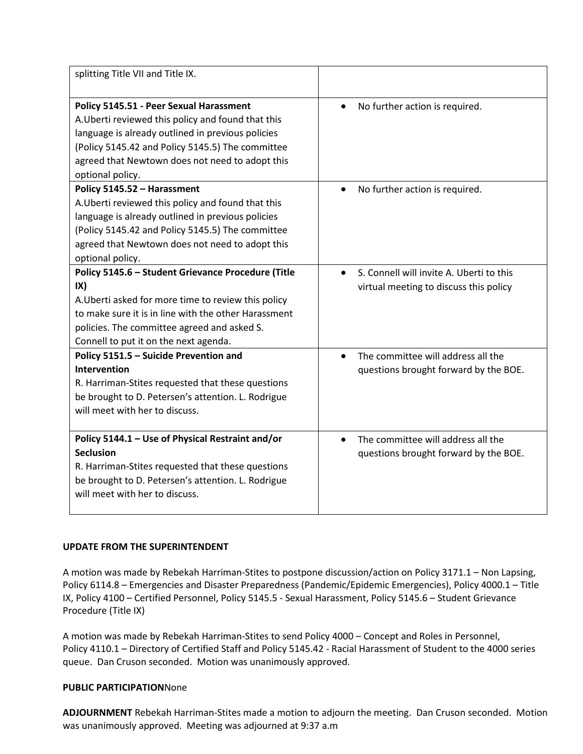| | |
|---|---|
| splitting Title VII and Title IX. | |
| **Policy 5145.51 - Peer Sexual Harassment** A.Uberti reviewed this policy and found that this language is already outlined in previous policies (Policy 5145.42 and Policy 5145.5) The committee agreed that Newtown does not need to adopt this optional policy. | • No further action is required. |
| **Policy 5145.52 – Harassment** A.Uberti reviewed this policy and found that this language is already outlined in previous policies (Policy 5145.42 and Policy 5145.5) The committee agreed that Newtown does not need to adopt this optional policy. | • No further action is required. |
| **Policy 5145.6 – Student Grievance Procedure (Title IX)** A.Uberti asked for more time to review this policy to make sure it is in line with the other Harassment policies. The committee agreed and asked S. Connell to put it on the next agenda. | • S. Connell will invite A. Uberti to this virtual meeting to discuss this policy |
| **Policy 5151.5 – Suicide Prevention and Intervention** R. Harriman-Stites requested that these questions be brought to D. Petersen's attention. L. Rodrigue will meet with her to discuss. | • The committee will address all the questions brought forward by the BOE. |
| **Policy 5144.1 – Use of Physical Restraint and/or Seclusion** R. Harriman-Stites requested that these questions be brought to D. Petersen's attention. L. Rodrigue will meet with her to discuss. | • The committee will address all the questions brought forward by the BOE. |

**UPDATE FROM THE SUPERINTENDENT**

A motion was made by Rebekah Harriman-Stites to postpone discussion/action on Policy 3171.1 – Non Lapsing, Policy 6114.8 – Emergencies and Disaster Preparedness (Pandemic/Epidemic Emergencies), Policy 4000.1 – Title IX, Policy 4100 – Certified Personnel, Policy 5145.5 - Sexual Harassment, Policy 5145.6 – Student Grievance Procedure (Title IX)

A motion was made by Rebekah Harriman-Stites to send Policy 4000 – Concept and Roles in Personnel, Policy 4110.1 – Directory of Certified Staff and Policy 5145.42 - Racial Harassment of Student to the 4000 series queue. Dan Cruson seconded. Motion was unanimously approved.

**PUBLIC PARTICIPATION**None

**ADJOURNMENT** Rebekah Harriman-Stites made a motion to adjourn the meeting. Dan Cruson seconded. Motion was unanimously approved. Meeting was adjourned at 9:37 a.m